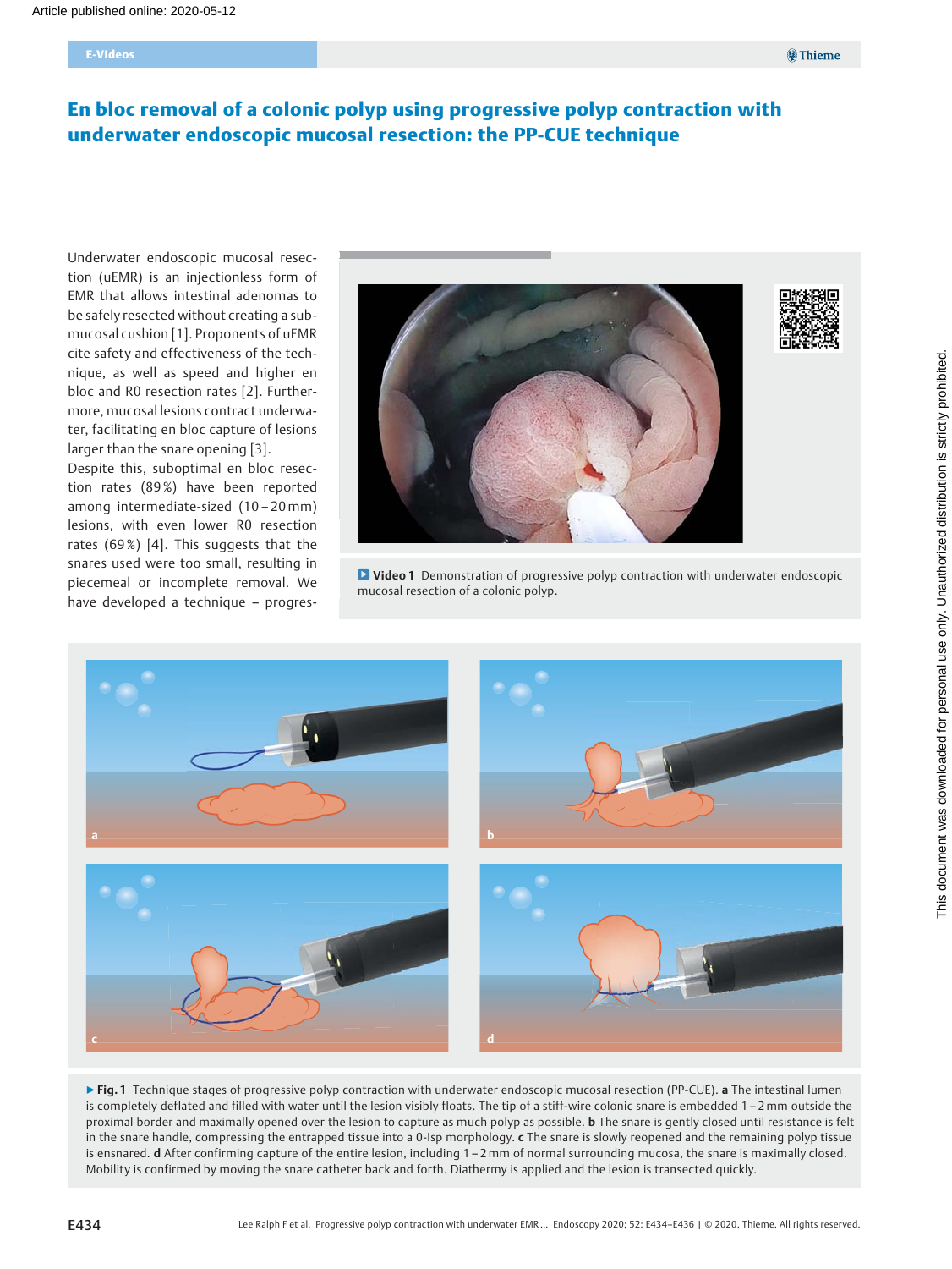# En bloc removal of a colonic polyp using progressive polyp contraction with underwater endoscopic mucosal resection: the PP-CUE technique

Underwater endoscopic mucosal resection (uEMR) is an injectionless form of EMR that allows intestinal adenomas to be safely resected without creating a submucosal cushion [1]. Proponents of uEMR cite safety and effectiveness of the technique, as well as speed and higher en bloc and R0 resection rates [2]. Furthermore, mucosal lesions contract underwater, facilitating en bloc capture of lesions larger than the snare opening [3].

Despite this, suboptimal en bloc resection rates (89 %) have been reported among intermediate-sized (10 – 20 mm) lesions, with even lower R0 resection rates (69 %) [4]. This suggests that the snares used were too small, resulting in piecemeal or incomplete removal. We have developed a technique – progres-

**Video 1** Demonstration of progressive polyp contraction with underwater endoscopic mucosal resection of a colonic polyp.

**Fig. 1** Technique stages of progressive polyp contraction with underwater endoscopic mucosal resection (PP-CUE). **a** The intestinal lumen is completely deflated and filled with water until the lesion visibly floats. The tip of a stiff-wire colonic snare is embedded 1 – 2 mm outside the proximal border and maximally opened over the lesion to capture as much polyp as possible. **b** The snare is gently closed until resistance is felt in the snare handle, compressing the entrapped tissue into a 0-Isp morphology. **c** The snare is slowly reopened and the remaining polyp tissue is ensnared. **d** After confirming capture of the entire lesion, including 1 – 2 mm of normal surrounding mucosa, the snare is maximally closed. Mobility is confirmed by moving the snare catheter back and forth. Diathermy is applied and the lesion is transected quickly.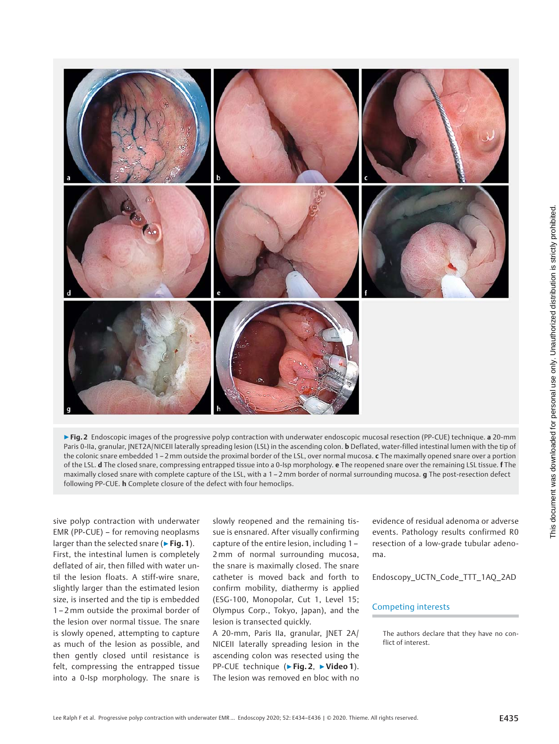►Fig. 2 Endoscopic images of the progressive polyp contraction with underwater endoscopic mucosal resection (PP-CUE) technique. **a** 20-mm Paris 0-IIa, granular, JNET2A/NICEII laterally spreading lesion (LSL) in the ascending colon. **b** Deflated, water-filled intestinal lumen with the tip of the colonic snare embedded 1 – 2 mm outside the proximal border of the LSL, over normal mucosa. **c** The maximally opened snare over a portion of the LSL. **d** The closed snare, compressing entrapped tissue into a 0-Isp morphology. **e** The reopened snare over the remaining LSL tissue. **f** The maximally closed snare with complete capture of the LSL, with a 1 – 2 mm border of normal surrounding mucosa. **g** The post-resection defect following PP-CUE. **h** Complete closure of the defect with four hemoclips.

sive polyp contraction with underwater EMR (PP-CUE) – for removing neoplasms larger than the selected snare (►**Fig. 1**). First, the intestinal lumen is completely deflated of air, then filled with water until the lesion floats. A stiff-wire snare, slightly larger than the estimated lesion size, is inserted and the tip is embedded 1 – 2 mm outside the proximal border of the lesion over normal tissue. The snare is slowly opened, attempting to capture as much of the lesion as possible, and then gently closed until resistance is felt, compressing the entrapped tissue into a 0-Isp morphology. The snare is slowly reopened and the remaining tissue is ensnared. After visually confirming capture of the entire lesion, including 1 – 2 mm of normal surrounding mucosa, the snare is maximally closed. The snare catheter is moved back and forth to confirm mobility, diathermy is applied (ESG-100, Monopolar, Cut 1, Level 15; Olympus Corp., Tokyo, Japan), and the lesion is transected quickly.

A 20-mm, Paris IIa, granular, JNET 2A/NICEII laterally spreading lesion in the ascending colon was resected using the PP-CUE technique (►**Fig. 2**, ►**Video 1**). The lesion was removed en bloc with no evidence of residual adenoma or adverse events. Pathology results confirmed R0 resection of a low-grade tubular adenoma.

Endoscopy_UCTN_Code_TTT_1AQ_2AD

## Competing interests

The authors declare that they have no conflict of interest.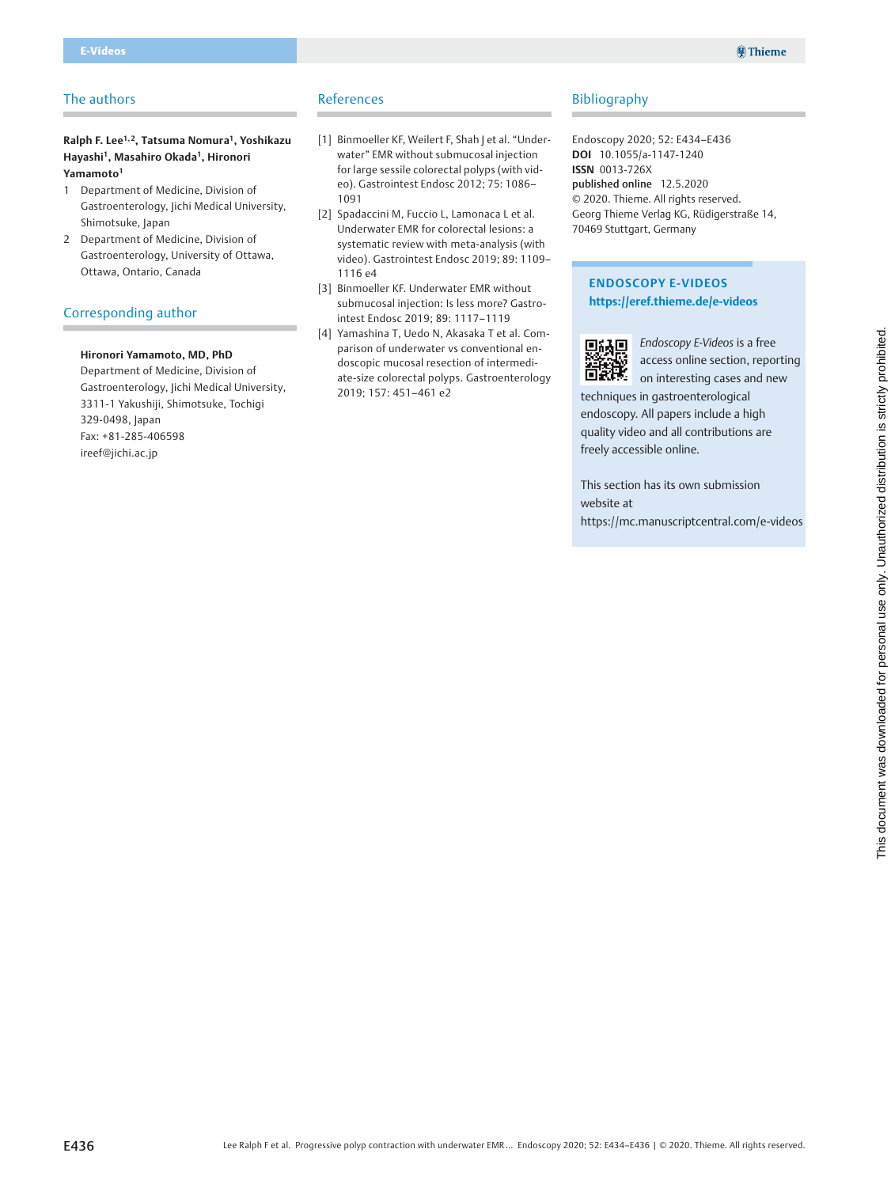## The authors

**Ralph F. Lee[1,2], Tatsuma Nomura[1], Yoshikazu Hayashi[1], Masahiro Okada[1], Hironori Yamamoto[1]**

1 Department of Medicine, Division of Gastroenterology, Jichi Medical University, Shimotsuke, Japan
2 Department of Medicine, Division of Gastroenterology, University of Ottawa, Ottawa, Ontario, Canada

## Corresponding author

**Hironori Yamamoto, MD, PhD**
Department of Medicine, Division of Gastroenterology, Jichi Medical University, 3311-1 Yakushiji, Shimotsuke, Tochigi 329-0498, Japan
Fax: +81-285-406598
ireef@jichi.ac.jp

## References

[1] Binmoeller KF, Weilert F, Shah J et al. "Underwater" EMR without submucosal injection for large sessile colorectal polyps (with video). Gastrointest Endosc 2012; 75: 1086–1091

[2] Spadaccini M, Fuccio L, Lamonaca L et al. Underwater EMR for colorectal lesions: a systematic review with meta-analysis (with video). Gastrointest Endosc 2019; 89: 1109–1116 e4

[3] Binmoeller KF. Underwater EMR without submucosal injection: Is less more? Gastrointest Endosc 2019; 89: 1117–1119

[4] Yamashina T, Uedo N, Akasaka T et al. Comparison of underwater vs conventional endoscopic mucosal resection of intermediate-size colorectal polyps. Gastroenterology 2019; 157: 451–461 e2

## Bibliography

Endoscopy 2020; 52: E434–E436
**DOI** 10.1055/a-1147-1240
**ISSN** 0013-726X
**published online** 12.5.2020
© 2020. Thieme. All rights reserved.
Georg Thieme Verlag KG, Rüdigerstraße 14, 70469 Stuttgart, Germany

**ENDOSCOPY E-VIDEOS**
**https://eref.thieme.de/e-videos**

*Endoscopy E-Videos* is a free access online section, reporting on interesting cases and new techniques in gastroenterological endoscopy. All papers include a high quality video and all contributions are freely accessible online.

This section has its own submission website at
https://mc.manuscriptcentral.com/e-videos